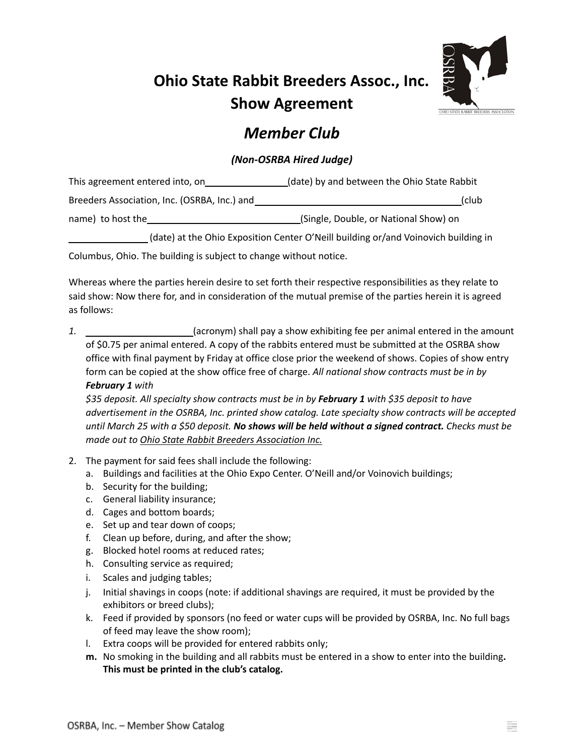# Ohio State Rabbit Breeders Assoc., Inc.
# Show Agreement

## *Member Club*

***(Non-OSRBA Hired Judge)***

This agreement entered into, on ________________(date) by and between the Ohio State Rabbit Breeders Association, Inc. (OSRBA, Inc.) and ________________________________________(club name) to host the ______________________________(Single, Double, or National Show) on ________________ (date) at the Ohio Exposition Center O'Neill building or/and Voinovich building in Columbus, Ohio. The building is subject to change without notice.

Whereas where the parties herein desire to set forth their respective responsibilities as they relate to said show: Now there for, and in consideration of the mutual premise of the parties herein it is agreed as follows:

1. ____________________(acronym) shall pay a show exhibiting fee per animal entered in the amount of $0.75 per animal entered. A copy of the rabbits entered must be submitted at the OSRBA show office with final payment by Friday at office close prior the weekend of shows. Copies of show entry form can be copied at the show office free of charge. *All national show contracts must be in by **February 1** with $35 deposit. All specialty show contracts must be in by **February 1** with $35 deposit to have advertisement in the OSRBA, Inc. printed show catalog. Late specialty show contracts will be accepted until March 25 with a $50 deposit.* ***No shows will be held without a signed contract.*** *Checks must be made out to* <u>*Ohio State Rabbit Breeders Association Inc.*</u>

2. The payment for said fees shall include the following:
   a. Buildings and facilities at the Ohio Expo Center. O'Neill and/or Voinovich buildings;
   b. Security for the building;
   c. General liability insurance;
   d. Cages and bottom boards;
   e. Set up and tear down of coops;
   f. Clean up before, during, and after the show;
   g. Blocked hotel rooms at reduced rates;
   h. Consulting service as required;
   i. Scales and judging tables;
   j. Initial shavings in coops (note: if additional shavings are required, it must be provided by the exhibitors or breed clubs);
   k. Feed if provided by sponsors (no feed or water cups will be provided by OSRBA, Inc. No full bags of feed may leave the show room);
   l. Extra coops will be provided for entered rabbits only;
   m. No smoking in the building and all rabbits must be entered in a show to enter into the building. **This must be printed in the club's catalog.**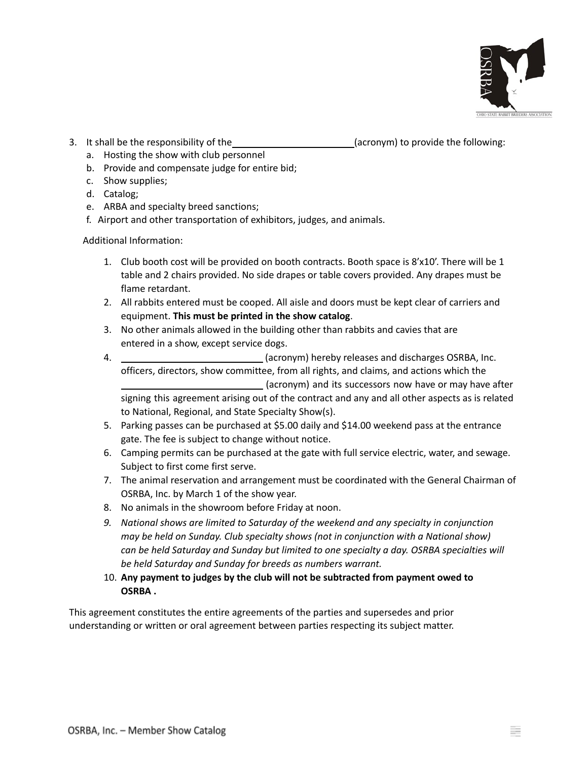3. It shall be the responsibility of the ______________________ (acronym) to provide the following:
   a. Hosting the show with club personnel
   b. Provide and compensate judge for entire bid;
   c. Show supplies;
   d. Catalog;
   e. ARBA and specialty breed sanctions;
   f. Airport and other transportation of exhibitors, judges, and animals.

Additional Information:

1. Club booth cost will be provided on booth contracts. Booth space is 8'x10'. There will be 1 table and 2 chairs provided. No side drapes or table covers provided. Any drapes must be flame retardant.
2. All rabbits entered must be cooped. All aisle and doors must be kept clear of carriers and equipment. **This must be printed in the show catalog**.
3. No other animals allowed in the building other than rabbits and cavies that are entered in a show, except service dogs.
4. ______________________ (acronym) hereby releases and discharges OSRBA, Inc. officers, directors, show committee, from all rights, and claims, and actions which the ______________________ (acronym) and its successors now have or may have after signing this agreement arising out of the contract and any and all other aspects as is related to National, Regional, and State Specialty Show(s).
5. Parking passes can be purchased at $5.00 daily and $14.00 weekend pass at the entrance gate. The fee is subject to change without notice.
6. Camping permits can be purchased at the gate with full service electric, water, and sewage. Subject to first come first serve.
7. The animal reservation and arrangement must be coordinated with the General Chairman of OSRBA, Inc. by March 1 of the show year.
8. No animals in the showroom before Friday at noon.
9. *National shows are limited to Saturday of the weekend and any specialty in conjunction may be held on Sunday. Club specialty shows (not in conjunction with a National show) can be held Saturday and Sunday but limited to one specialty a day. OSRBA specialties will be held Saturday and Sunday for breeds as numbers warrant.*
10. **Any payment to judges by the club will not be subtracted from payment owed to OSRBA .**

This agreement constitutes the entire agreements of the parties and supersedes and prior understanding or written or oral agreement between parties respecting its subject matter.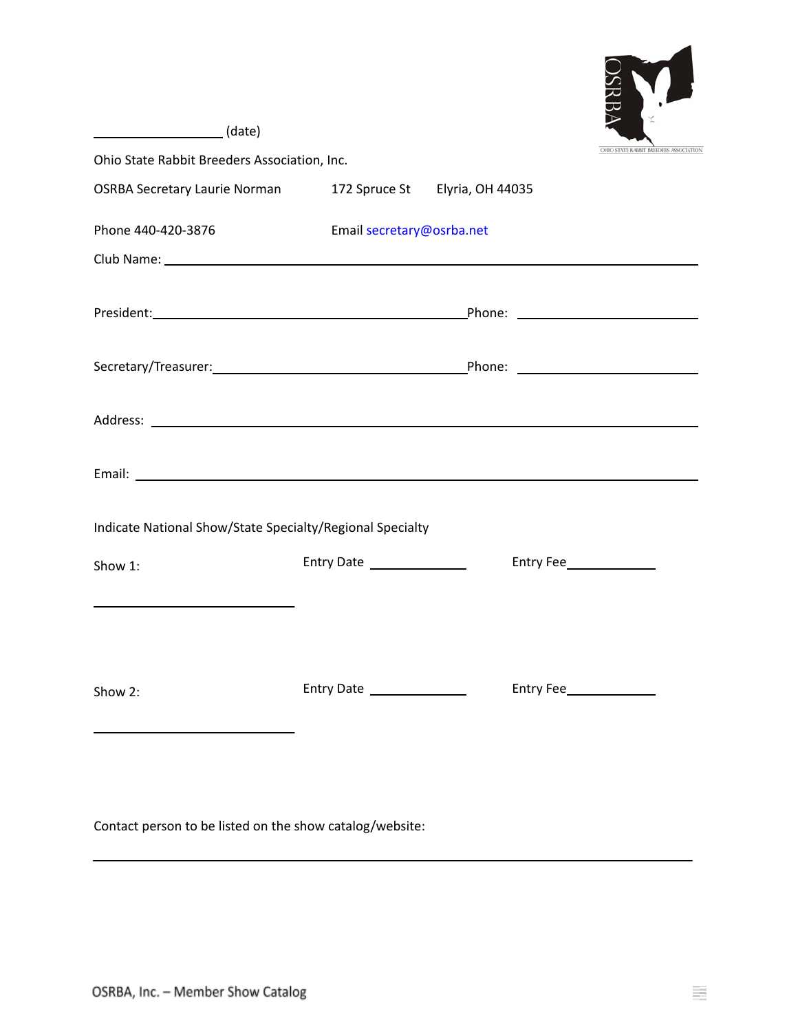\_\_\_\_\_\_\_\_\_\_\_\_\_\_\_\_\_\_\_\_ (date)

Ohio State Rabbit Breeders Association, Inc.

OSRBA Secretary Laurie Norman 172 Spruce St Elyria, OH 44035

Phone 440-420-3876 Email secretary@osrba.net

Club Name: \_\_\_\_\_\_\_\_\_\_\_\_\_\_\_\_\_\_\_\_\_\_\_\_\_\_\_\_\_\_\_\_\_\_\_\_\_\_\_\_\_\_\_\_\_\_\_\_\_\_\_\_\_\_\_\_

President: \_\_\_\_\_\_\_\_\_\_\_\_\_\_\_\_\_\_\_\_\_\_\_\_\_\_\_\_\_\_ Phone: \_\_\_\_\_\_\_\_\_\_\_\_\_\_\_\_\_\_

Secretary/Treasurer: \_\_\_\_\_\_\_\_\_\_\_\_\_\_\_\_\_\_\_\_\_\_\_\_\_ Phone: \_\_\_\_\_\_\_\_\_\_\_\_\_\_\_\_\_\_

Address: \_\_\_\_\_\_\_\_\_\_\_\_\_\_\_\_\_\_\_\_\_\_\_\_\_\_\_\_\_\_\_\_\_\_\_\_\_\_\_\_\_\_\_\_\_\_\_\_\_\_\_\_\_\_\_\_

Email: \_\_\_\_\_\_\_\_\_\_\_\_\_\_\_\_\_\_\_\_\_\_\_\_\_\_\_\_\_\_\_\_\_\_\_\_\_\_\_\_\_\_\_\_\_\_\_\_\_\_\_\_\_\_\_\_

Indicate National Show/State Specialty/Regional Specialty

Show 1: Entry Date \_\_\_\_\_\_\_\_\_\_ Entry Fee \_\_\_\_\_\_\_\_\_\_

\_\_\_\_\_\_\_\_\_\_\_\_\_\_\_\_\_\_\_\_

Show 2: Entry Date \_\_\_\_\_\_\_\_\_\_ Entry Fee \_\_\_\_\_\_\_\_\_\_

\_\_\_\_\_\_\_\_\_\_\_\_\_\_\_\_\_\_\_\_

Contact person to be listed on the show catalog/website:

\_\_\_\_\_\_\_\_\_\_\_\_\_\_\_\_\_\_\_\_\_\_\_\_\_\_\_\_\_\_\_\_\_\_\_\_\_\_\_\_\_\_\_\_\_\_\_\_\_\_\_\_\_\_\_\_